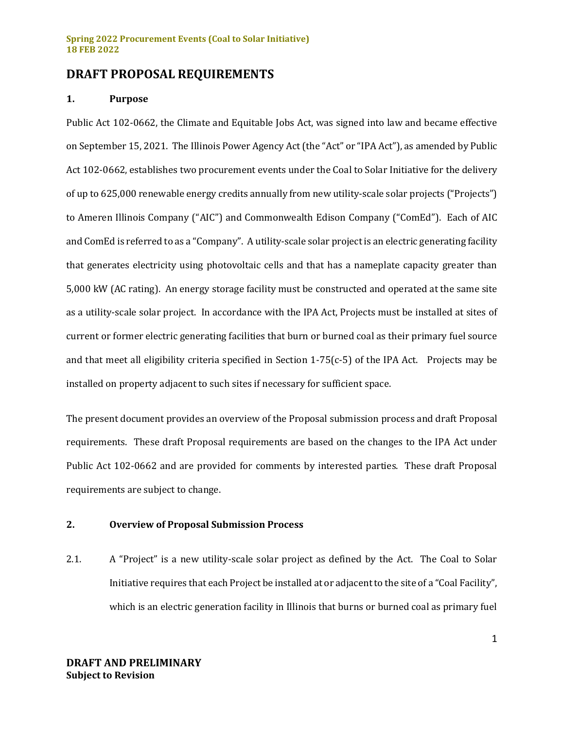# DRAFT PROPOSAL REQUIREMENTS

## 1. Purpose

Public Act 102-0662, the Climate and Equitable Jobs Act, was signed into law and became effective on September 15, 2021. The Illinois Power Agency Act (the "Act" or "IPA Act"), as amended by Public Act 102-0662, establishes two procurement events under the Coal to Solar Initiative for the delivery of up to 625,000 renewable energy credits annually from new utility-scale solar projects ("Projects") to Ameren Illinois Company ("AIC") and Commonwealth Edison Company ("ComEd"). Each of AIC and ComEd is referred to as a "Company". A utility-scale solar project is an electric generating facility that generates electricity using photovoltaic cells and that has a nameplate capacity greater than 5,000 kW (AC rating). An energy storage facility must be constructed and operated at the same site as a utility-scale solar project. In accordance with the IPA Act, Projects must be installed at sites of current or former electric generating facilities that burn or burned coal as their primary fuel source and that meet all eligibility criteria specified in Section 1-75(c-5) of the IPA Act. Projects may be installed on property adjacent to such sites if necessary for sufficient space.

The present document provides an overview of the Proposal submission process and draft Proposal requirements. These draft Proposal requirements are based on the changes to the IPA Act under Public Act 102-0662 and are provided for comments by interested parties. These draft Proposal requirements are subject to change.

## 2. Overview of Proposal Submission Process

2.1. A "Project" is a new utility-scale solar project as defined by the Act. The Coal to Solar Initiative requires that each Project be installed at or adjacent to the site of a "Coal Facility", which is an electric generation facility in Illinois that burns or burned coal as primary fuel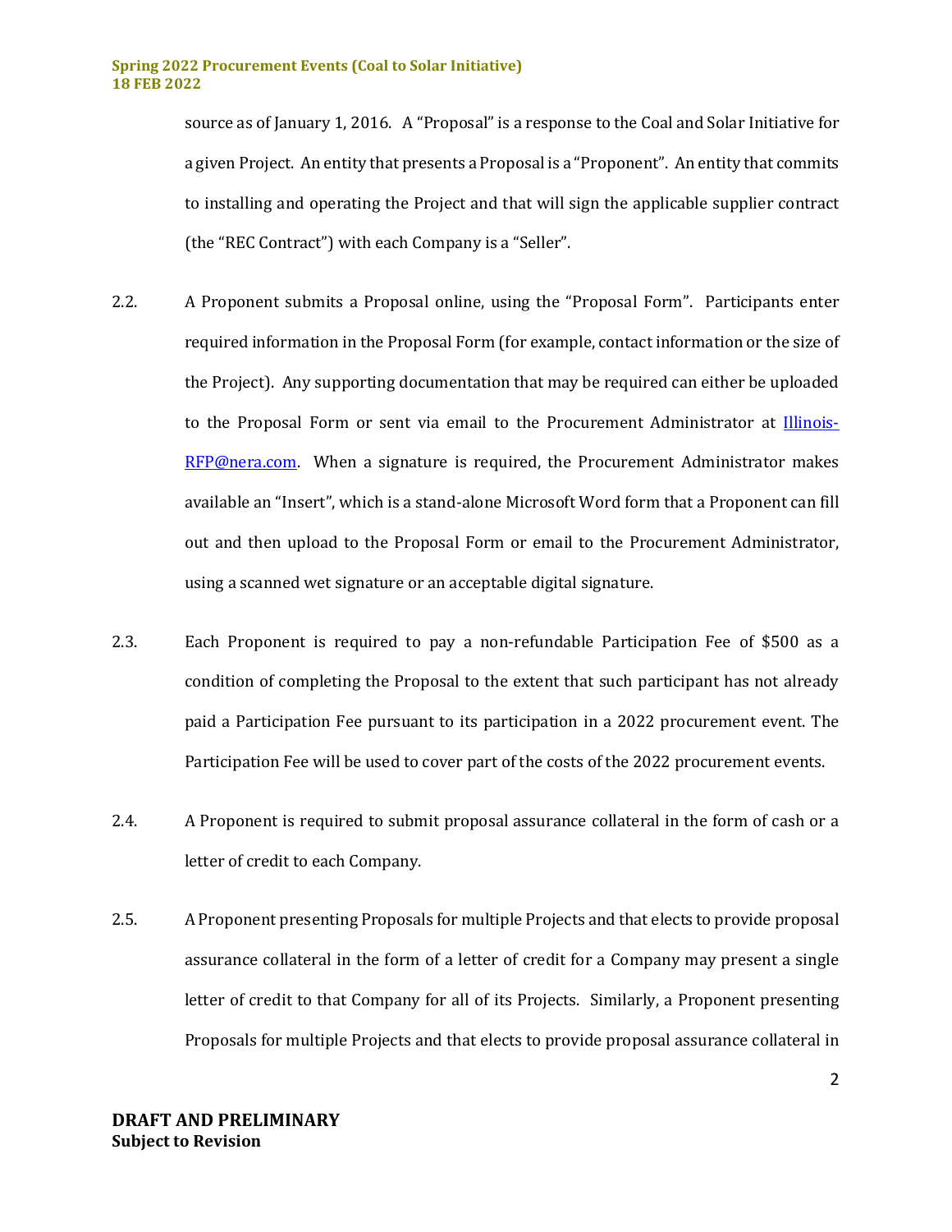source as of January 1, 2016. A "Proposal" is a response to the Coal and Solar Initiative for a given Project. An entity that presents a Proposal is a "Proponent". An entity that commits to installing and operating the Project and that will sign the applicable supplier contract (the "REC Contract") with each Company is a "Seller".

2.2. A Proponent submits a Proposal online, using the "Proposal Form". Participants enter required information in the Proposal Form (for example, contact information or the size of the Project). Any supporting documentation that may be required can either be uploaded to the Proposal Form or sent via email to the Procurement Administrator at Illinois-RFP@nera.com. When a signature is required, the Procurement Administrator makes available an "Insert", which is a stand-alone Microsoft Word form that a Proponent can fill out and then upload to the Proposal Form or email to the Procurement Administrator, using a scanned wet signature or an acceptable digital signature.

2.3. Each Proponent is required to pay a non-refundable Participation Fee of $500 as a condition of completing the Proposal to the extent that such participant has not already paid a Participation Fee pursuant to its participation in a 2022 procurement event. The Participation Fee will be used to cover part of the costs of the 2022 procurement events.

2.4. A Proponent is required to submit proposal assurance collateral in the form of cash or a letter of credit to each Company.

2.5. A Proponent presenting Proposals for multiple Projects and that elects to provide proposal assurance collateral in the form of a letter of credit for a Company may present a single letter of credit to that Company for all of its Projects. Similarly, a Proponent presenting Proposals for multiple Projects and that elects to provide proposal assurance collateral in

**DRAFT AND PRELIMINARY**
**Subject to Revision**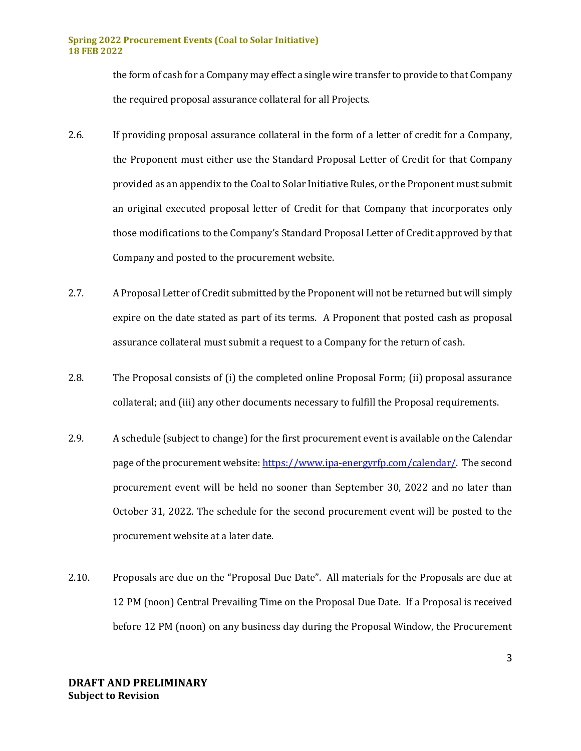the form of cash for a Company may effect a single wire transfer to provide to that Company the required proposal assurance collateral for all Projects.

2.6. If providing proposal assurance collateral in the form of a letter of credit for a Company, the Proponent must either use the Standard Proposal Letter of Credit for that Company provided as an appendix to the Coal to Solar Initiative Rules, or the Proponent must submit an original executed proposal letter of Credit for that Company that incorporates only those modifications to the Company's Standard Proposal Letter of Credit approved by that Company and posted to the procurement website.

2.7. A Proposal Letter of Credit submitted by the Proponent will not be returned but will simply expire on the date stated as part of its terms. A Proponent that posted cash as proposal assurance collateral must submit a request to a Company for the return of cash.

2.8. The Proposal consists of (i) the completed online Proposal Form; (ii) proposal assurance collateral; and (iii) any other documents necessary to fulfill the Proposal requirements.

2.9. A schedule (subject to change) for the first procurement event is available on the Calendar page of the procurement website: https://www.ipa-energyrfp.com/calendar/. The second procurement event will be held no sooner than September 30, 2022 and no later than October 31, 2022. The schedule for the second procurement event will be posted to the procurement website at a later date.

2.10. Proposals are due on the "Proposal Due Date". All materials for the Proposals are due at 12 PM (noon) Central Prevailing Time on the Proposal Due Date. If a Proposal is received before 12 PM (noon) on any business day during the Proposal Window, the Procurement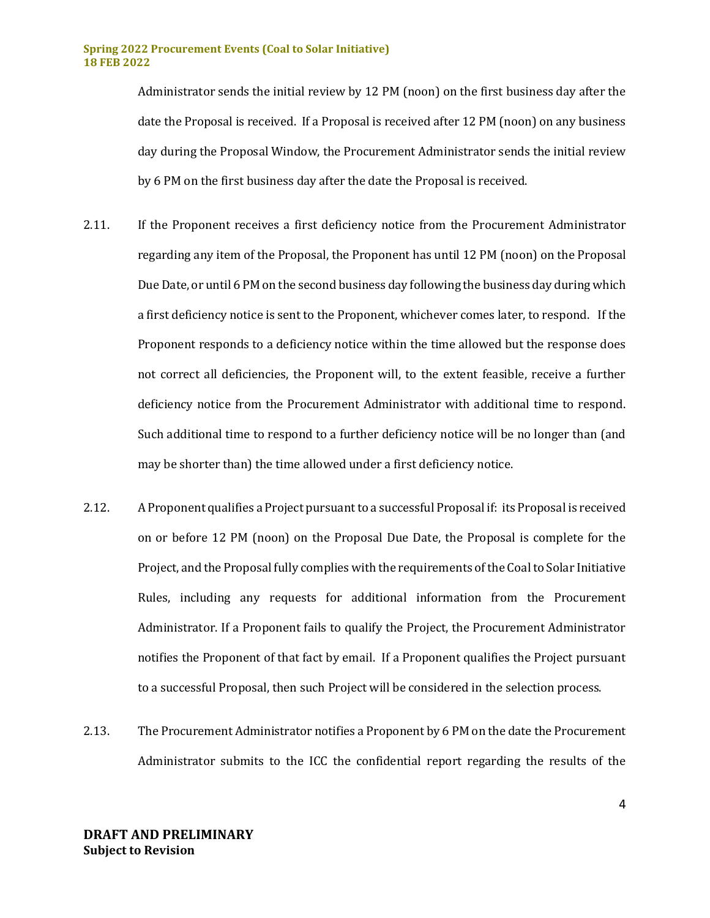Administrator sends the initial review by 12 PM (noon) on the first business day after the date the Proposal is received. If a Proposal is received after 12 PM (noon) on any business day during the Proposal Window, the Procurement Administrator sends the initial review by 6 PM on the first business day after the date the Proposal is received.

2.11. If the Proponent receives a first deficiency notice from the Procurement Administrator regarding any item of the Proposal, the Proponent has until 12 PM (noon) on the Proposal Due Date, or until 6 PM on the second business day following the business day during which a first deficiency notice is sent to the Proponent, whichever comes later, to respond. If the Proponent responds to a deficiency notice within the time allowed but the response does not correct all deficiencies, the Proponent will, to the extent feasible, receive a further deficiency notice from the Procurement Administrator with additional time to respond. Such additional time to respond to a further deficiency notice will be no longer than (and may be shorter than) the time allowed under a first deficiency notice.

2.12. A Proponent qualifies a Project pursuant to a successful Proposal if: its Proposal is received on or before 12 PM (noon) on the Proposal Due Date, the Proposal is complete for the Project, and the Proposal fully complies with the requirements of the Coal to Solar Initiative Rules, including any requests for additional information from the Procurement Administrator. If a Proponent fails to qualify the Project, the Procurement Administrator notifies the Proponent of that fact by email. If a Proponent qualifies the Project pursuant to a successful Proposal, then such Project will be considered in the selection process.

2.13. The Procurement Administrator notifies a Proponent by 6 PM on the date the Procurement Administrator submits to the ICC the confidential report regarding the results of the

**DRAFT AND PRELIMINARY**
**Subject to Revision**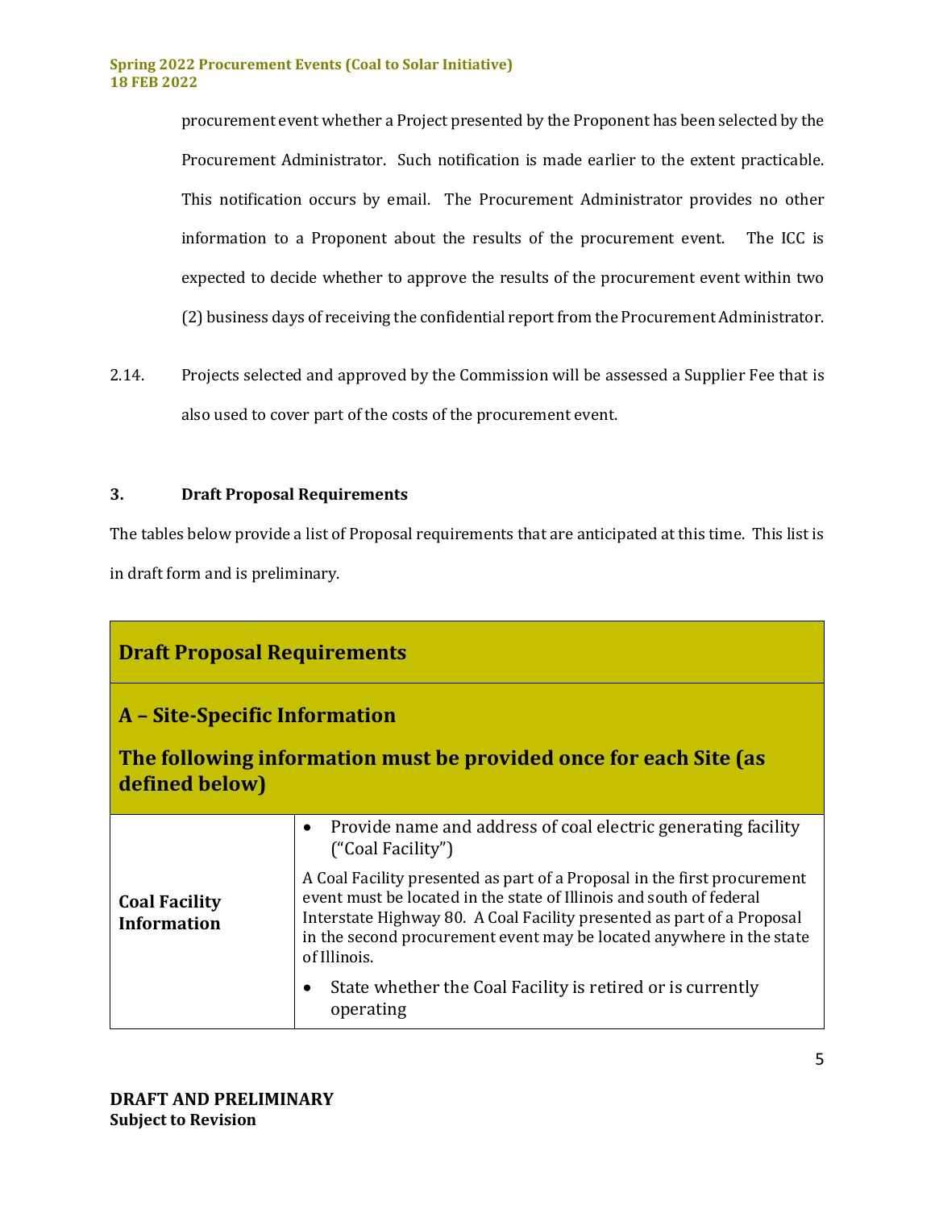procurement event whether a Project presented by the Proponent has been selected by the Procurement Administrator. Such notification is made earlier to the extent practicable. This notification occurs by email. The Procurement Administrator provides no other information to a Proponent about the results of the procurement event. The ICC is expected to decide whether to approve the results of the procurement event within two (2) business days of receiving the confidential report from the Procurement Administrator.

2.14. Projects selected and approved by the Commission will be assessed a Supplier Fee that is also used to cover part of the costs of the procurement event.

## 3. Draft Proposal Requirements

The tables below provide a list of Proposal requirements that are anticipated at this time. This list is in draft form and is preliminary.

| **Draft Proposal Requirements** | |
|---|---|
| **A – Site-Specific Information**<br><br>**The following information must be provided once for each Site (as defined below)** | |
| **Coal Facility Information** | • Provide name and address of coal electric generating facility ("Coal Facility")<br><br>A Coal Facility presented as part of a Proposal in the first procurement event must be located in the state of Illinois and south of federal Interstate Highway 80. A Coal Facility presented as part of a Proposal in the second procurement event may be located anywhere in the state of Illinois.<br><br>• State whether the Coal Facility is retired or is currently operating |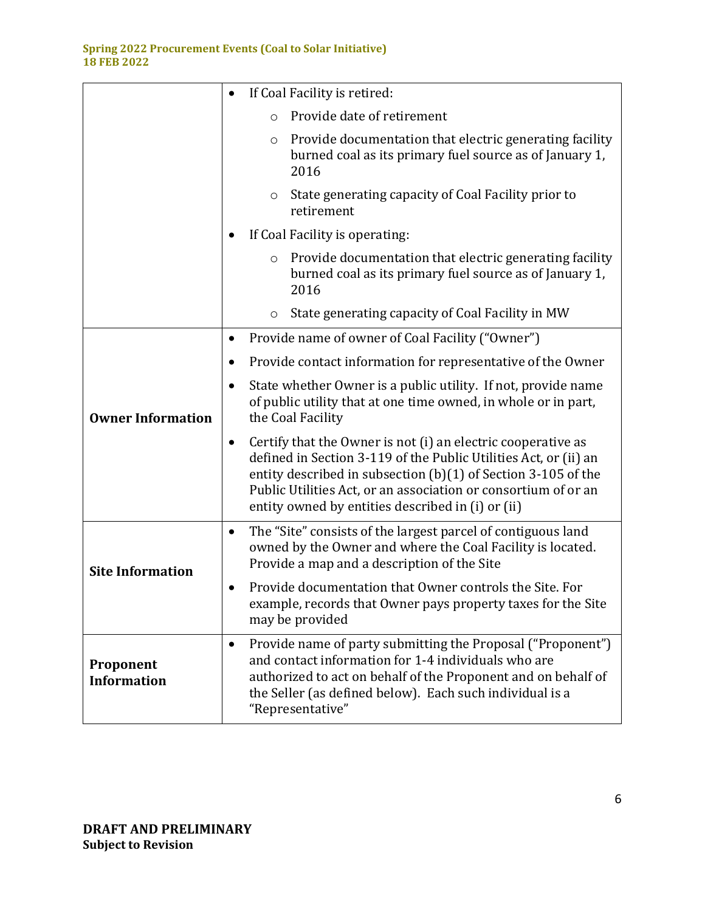| | |
|---|---|
| | • If Coal Facility is retired:<br>  ○ Provide date of retirement<br>  ○ Provide documentation that electric generating facility burned coal as its primary fuel source as of January 1, 2016<br>  ○ State generating capacity of Coal Facility prior to retirement<br>• If Coal Facility is operating:<br>  ○ Provide documentation that electric generating facility burned coal as its primary fuel source as of January 1, 2016<br>  ○ State generating capacity of Coal Facility in MW |
| **Owner Information** | • Provide name of owner of Coal Facility ("Owner")<br>• Provide contact information for representative of the Owner<br>• State whether Owner is a public utility. If not, provide name of public utility that at one time owned, in whole or in part, the Coal Facility<br>• Certify that the Owner is not (i) an electric cooperative as defined in Section 3-119 of the Public Utilities Act, or (ii) an entity described in subsection (b)(1) of Section 3-105 of the Public Utilities Act, or an association or consortium of or an entity owned by entities described in (i) or (ii) |
| **Site Information** | • The "Site" consists of the largest parcel of contiguous land owned by the Owner and where the Coal Facility is located. Provide a map and a description of the Site<br>• Provide documentation that Owner controls the Site. For example, records that Owner pays property taxes for the Site may be provided |
| **Proponent Information** | • Provide name of party submitting the Proposal ("Proponent") and contact information for 1-4 individuals who are authorized to act on behalf of the Proponent and on behalf of the Seller (as defined below). Each such individual is a "Representative" |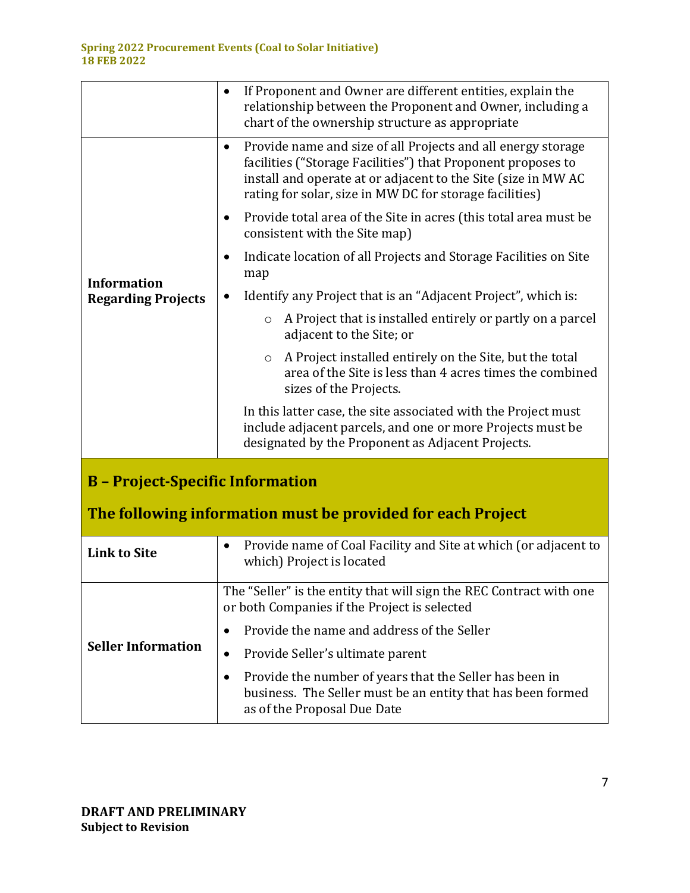| | |
|---|---|
| | • If Proponent and Owner are different entities, explain the relationship between the Proponent and Owner, including a chart of the ownership structure as appropriate |
| **Information Regarding Projects** | • Provide name and size of all Projects and all energy storage facilities ("Storage Facilities") that Proponent proposes to install and operate at or adjacent to the Site (size in MW AC rating for solar, size in MW DC for storage facilities)<br>• Provide total area of the Site in acres (this total area must be consistent with the Site map)<br>• Indicate location of all Projects and Storage Facilities on Site map<br>• Identify any Project that is an "Adjacent Project", which is:<br>  ○ A Project that is installed entirely or partly on a parcel adjacent to the Site; or<br>  ○ A Project installed entirely on the Site, but the total area of the Site is less than 4 acres times the combined sizes of the Projects.<br>In this latter case, the site associated with the Project must include adjacent parcels, and one or more Projects must be designated by the Proponent as Adjacent Projects. |

## B – Project-Specific Information

## The following information must be provided for each Project

| | |
|---|---|
| **Link to Site** | • Provide name of Coal Facility and Site at which (or adjacent to which) Project is located |
| **Seller Information** | The "Seller" is the entity that will sign the REC Contract with one or both Companies if the Project is selected<br>• Provide the name and address of the Seller<br>• Provide Seller's ultimate parent<br>• Provide the number of years that the Seller has been in business. The Seller must be an entity that has been formed as of the Proposal Due Date |

**DRAFT AND PRELIMINARY**
**Subject to Revision**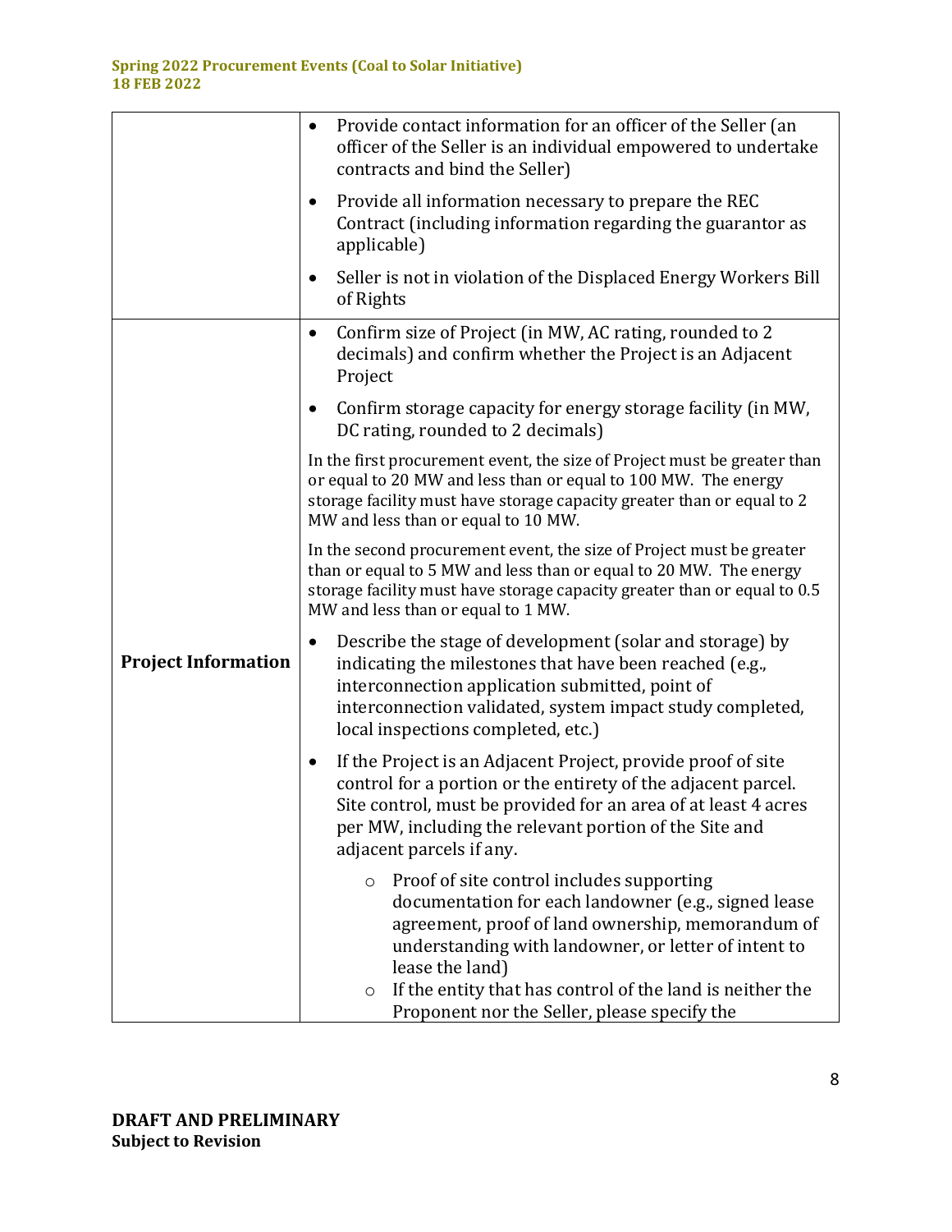| | |
|---|---|
| | • Provide contact information for an officer of the Seller (an officer of the Seller is an individual empowered to undertake contracts and bind the Seller)<br><br>• Provide all information necessary to prepare the REC Contract (including information regarding the guarantor as applicable)<br><br>• Seller is not in violation of the Displaced Energy Workers Bill of Rights |
| **Project Information** | • Confirm size of Project (in MW, AC rating, rounded to 2 decimals) and confirm whether the Project is an Adjacent Project<br><br>• Confirm storage capacity for energy storage facility (in MW, DC rating, rounded to 2 decimals)<br><br>In the first procurement event, the size of Project must be greater than or equal to 20 MW and less than or equal to 100 MW. The energy storage facility must have storage capacity greater than or equal to 2 MW and less than or equal to 10 MW.<br><br>In the second procurement event, the size of Project must be greater than or equal to 5 MW and less than or equal to 20 MW. The energy storage facility must have storage capacity greater than or equal to 0.5 MW and less than or equal to 1 MW.<br><br>• Describe the stage of development (solar and storage) by indicating the milestones that have been reached (e.g., interconnection application submitted, point of interconnection validated, system impact study completed, local inspections completed, etc.)<br><br>• If the Project is an Adjacent Project, provide proof of site control for a portion or the entirety of the adjacent parcel. Site control, must be provided for an area of at least 4 acres per MW, including the relevant portion of the Site and adjacent parcels if any.<br><br>&nbsp;&nbsp;&nbsp;&nbsp;○ Proof of site control includes supporting documentation for each landowner (e.g., signed lease agreement, proof of land ownership, memorandum of understanding with landowner, or letter of intent to lease the land)<br>&nbsp;&nbsp;&nbsp;&nbsp;○ If the entity that has control of the land is neither the Proponent nor the Seller, please specify the |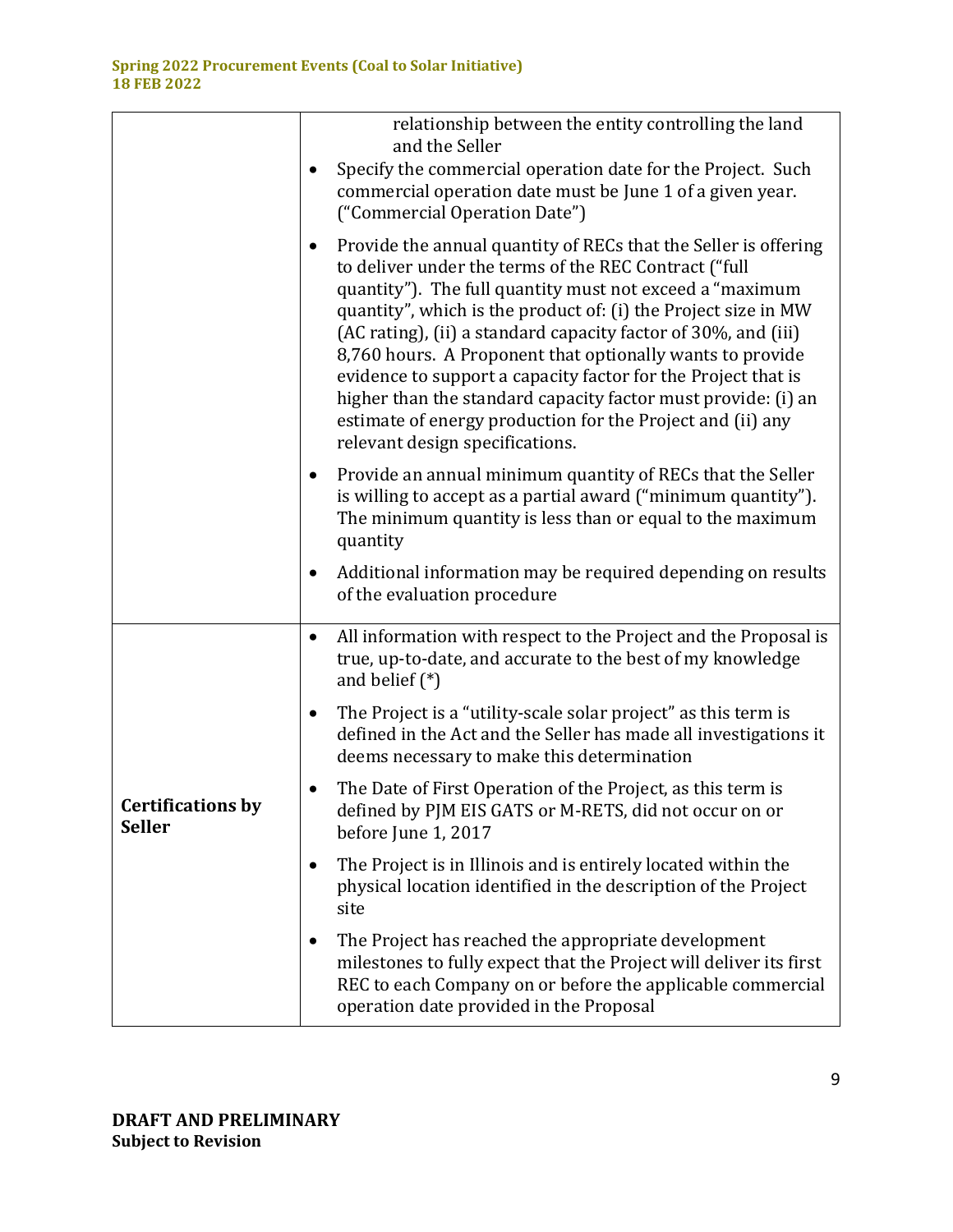| | |
|---|---|
| | relationship between the entity controlling the land and the Seller<br>• Specify the commercial operation date for the Project. Such commercial operation date must be June 1 of a given year. ("Commercial Operation Date")<br>• Provide the annual quantity of RECs that the Seller is offering to deliver under the terms of the REC Contract ("full quantity"). The full quantity must not exceed a "maximum quantity", which is the product of: (i) the Project size in MW (AC rating), (ii) a standard capacity factor of 30%, and (iii) 8,760 hours. A Proponent that optionally wants to provide evidence to support a capacity factor for the Project that is higher than the standard capacity factor must provide: (i) an estimate of energy production for the Project and (ii) any relevant design specifications.<br>• Provide an annual minimum quantity of RECs that the Seller is willing to accept as a partial award ("minimum quantity"). The minimum quantity is less than or equal to the maximum quantity<br>• Additional information may be required depending on results of the evaluation procedure |
| **Certifications by Seller** | • All information with respect to the Project and the Proposal is true, up-to-date, and accurate to the best of my knowledge and belief (*)<br>• The Project is a "utility-scale solar project" as this term is defined in the Act and the Seller has made all investigations it deems necessary to make this determination<br>• The Date of First Operation of the Project, as this term is defined by PJM EIS GATS or M-RETS, did not occur on or before June 1, 2017<br>• The Project is in Illinois and is entirely located within the physical location identified in the description of the Project site<br>• The Project has reached the appropriate development milestones to fully expect that the Project will deliver its first REC to each Company on or before the applicable commercial operation date provided in the Proposal |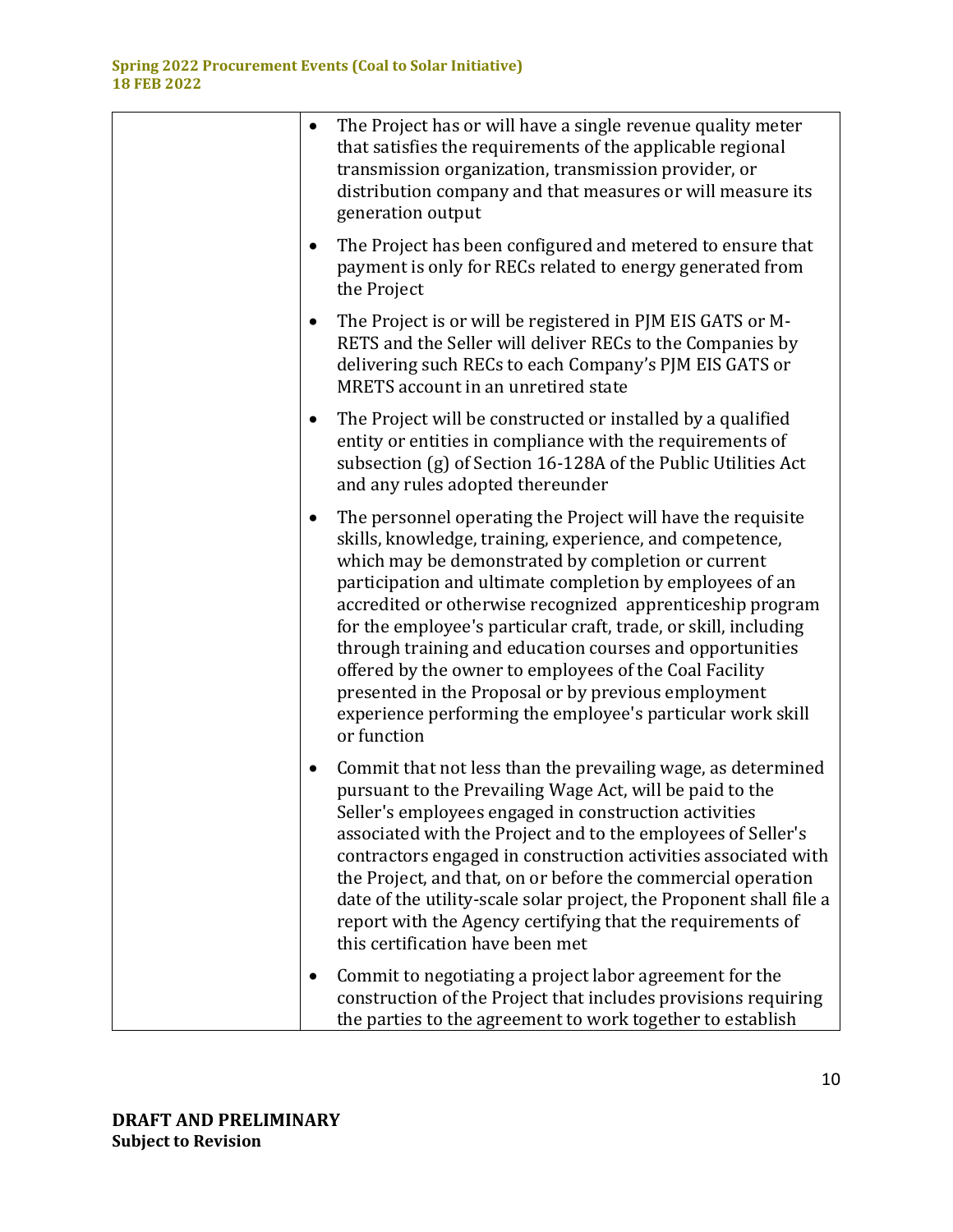| | • The Project has or will have a single revenue quality meter that satisfies the requirements of the applicable regional transmission organization, transmission provider, or distribution company and that measures or will measure its generation output<br><br>• The Project has been configured and metered to ensure that payment is only for RECs related to energy generated from the Project<br><br>• The Project is or will be registered in PJM EIS GATS or M-RETS and the Seller will deliver RECs to the Companies by delivering such RECs to each Company's PJM EIS GATS or MRETS account in an unretired state<br><br>• The Project will be constructed or installed by a qualified entity or entities in compliance with the requirements of subsection (g) of Section 16-128A of the Public Utilities Act and any rules adopted thereunder<br><br>• The personnel operating the Project will have the requisite skills, knowledge, training, experience, and competence, which may be demonstrated by completion or current participation and ultimate completion by employees of an accredited or otherwise recognized apprenticeship program for the employee's particular craft, trade, or skill, including through training and education courses and opportunities offered by the owner to employees of the Coal Facility presented in the Proposal or by previous employment experience performing the employee's particular work skill or function<br><br>• Commit that not less than the prevailing wage, as determined pursuant to the Prevailing Wage Act, will be paid to the Seller's employees engaged in construction activities associated with the Project and to the employees of Seller's contractors engaged in construction activities associated with the Project, and that, on or before the commercial operation date of the utility-scale solar project, the Proponent shall file a report with the Agency certifying that the requirements of this certification have been met<br><br>• Commit to negotiating a project labor agreement for the construction of the Project that includes provisions requiring the parties to the agreement to work together to establish |
|---|---|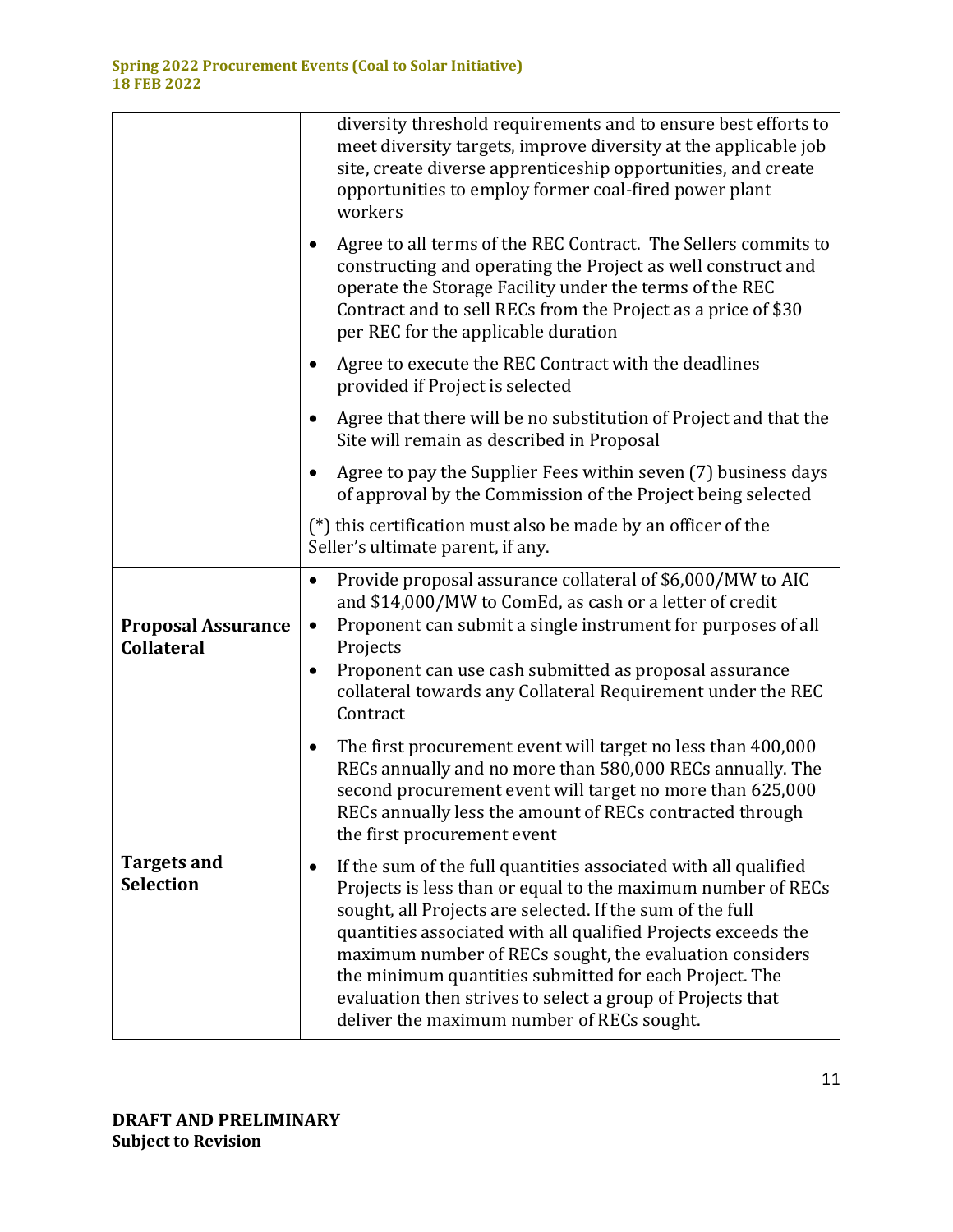| | |
|---|---|
| | diversity threshold requirements and to ensure best efforts to meet diversity targets, improve diversity at the applicable job site, create diverse apprenticeship opportunities, and create opportunities to employ former coal-fired power plant workers<br>• Agree to all terms of the REC Contract. The Sellers commits to constructing and operating the Project as well construct and operate the Storage Facility under the terms of the REC Contract and to sell RECs from the Project as a price of $30 per REC for the applicable duration<br>• Agree to execute the REC Contract with the deadlines provided if Project is selected<br>• Agree that there will be no substitution of Project and that the Site will remain as described in Proposal<br>• Agree to pay the Supplier Fees within seven (7) business days of approval by the Commission of the Project being selected<br>(*) this certification must also be made by an officer of the Seller's ultimate parent, if any. |
| **Proposal Assurance Collateral** | • Provide proposal assurance collateral of $6,000/MW to AIC and $14,000/MW to ComEd, as cash or a letter of credit<br>• Proponent can submit a single instrument for purposes of all Projects<br>• Proponent can use cash submitted as proposal assurance collateral towards any Collateral Requirement under the REC Contract |
| **Targets and Selection** | • The first procurement event will target no less than 400,000 RECs annually and no more than 580,000 RECs annually. The second procurement event will target no more than 625,000 RECs annually less the amount of RECs contracted through the first procurement event<br>• If the sum of the full quantities associated with all qualified Projects is less than or equal to the maximum number of RECs sought, all Projects are selected. If the sum of the full quantities associated with all qualified Projects exceeds the maximum number of RECs sought, the evaluation considers the minimum quantities submitted for each Project. The evaluation then strives to select a group of Projects that deliver the maximum number of RECs sought. |

**DRAFT AND PRELIMINARY**
**Subject to Revision**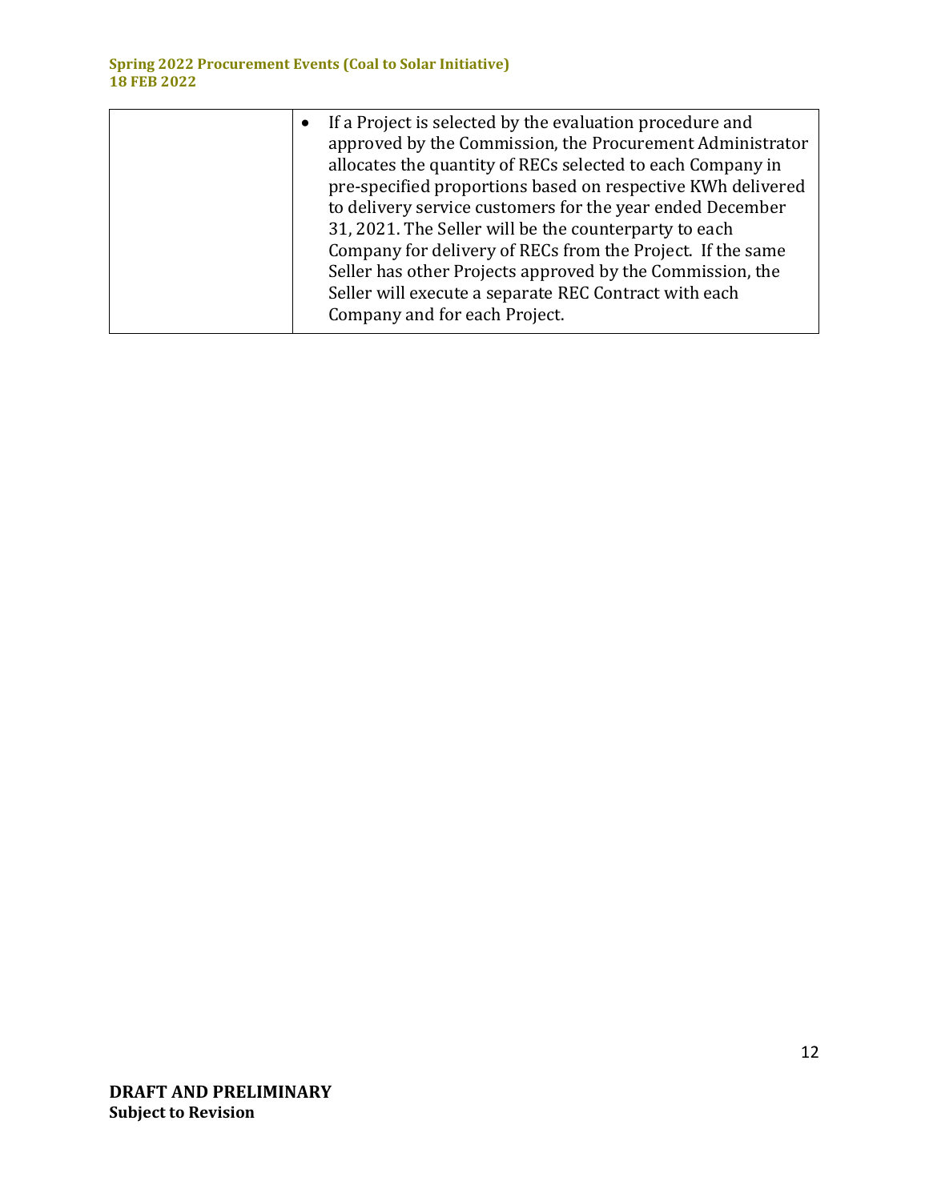| | |
|---|---|
| | • If a Project is selected by the evaluation procedure and approved by the Commission, the Procurement Administrator allocates the quantity of RECs selected to each Company in pre-specified proportions based on respective KWh delivered to delivery service customers for the year ended December 31, 2021. The Seller will be the counterparty to each Company for delivery of RECs from the Project. If the same Seller has other Projects approved by the Commission, the Seller will execute a separate REC Contract with each Company and for each Project. |

**DRAFT AND PRELIMINARY**
**Subject to Revision**